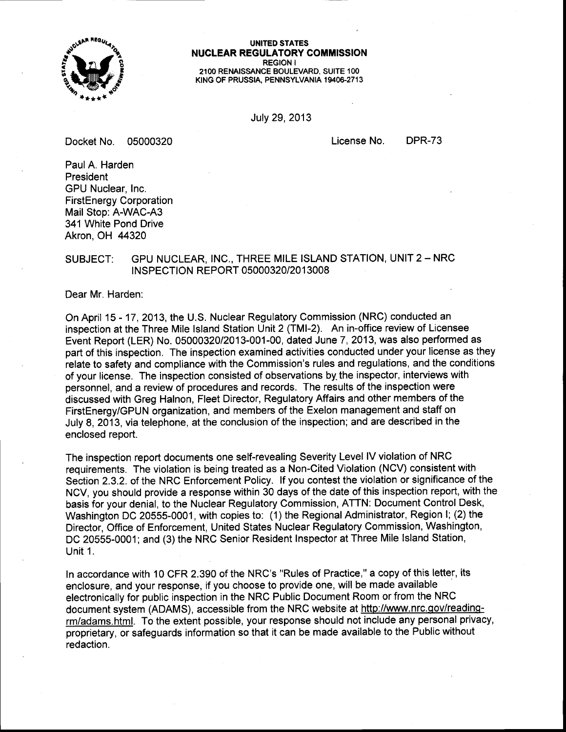**UNITED STATES**
**NUCLEAR REGULATORY COMMISSION**
REGION I
2100 RENAISSANCE BOULEVARD, SUITE 100
KING OF PRUSSIA, PENNSYLVANIA 19406-2713

July 29, 2013

Docket No. 05000320 License No. DPR-73

Paul A. Harden
President
GPU Nuclear, Inc.
FirstEnergy Corporation
Mail Stop: A-WAC-A3
341 White Pond Drive
Akron, OH 44320

SUBJECT: GPU NUCLEAR, INC., THREE MILE ISLAND STATION, UNIT 2 – NRC INSPECTION REPORT 05000320/2013008

Dear Mr. Harden:

On April 15 - 17, 2013, the U.S. Nuclear Regulatory Commission (NRC) conducted an inspection at the Three Mile Island Station Unit 2 (TMI-2). An in-office review of Licensee Event Report (LER) No. 05000320/2013-001-00, dated June 7, 2013, was also performed as part of this inspection. The inspection examined activities conducted under your license as they relate to safety and compliance with the Commission's rules and regulations, and the conditions of your license. The inspection consisted of observations by the inspector, interviews with personnel, and a review of procedures and records. The results of the inspection were discussed with Greg Halnon, Fleet Director, Regulatory Affairs and other members of the FirstEnergy/GPUN organization, and members of the Exelon management and staff on July 8, 2013, via telephone, at the conclusion of the inspection; and are described in the enclosed report.

The inspection report documents one self-revealing Severity Level IV violation of NRC requirements. The violation is being treated as a Non-Cited Violation (NCV) consistent with Section 2.3.2. of the NRC Enforcement Policy. If you contest the violation or significance of the NCV, you should provide a response within 30 days of the date of this inspection report, with the basis for your denial, to the Nuclear Regulatory Commission, ATTN: Document Control Desk, Washington DC 20555-0001, with copies to: (1) the Regional Administrator, Region I; (2) the Director, Office of Enforcement, United States Nuclear Regulatory Commission, Washington, DC 20555-0001; and (3) the NRC Senior Resident Inspector at Three Mile Island Station, Unit 1.

In accordance with 10 CFR 2.390 of the NRC's "Rules of Practice," a copy of this letter, its enclosure, and your response, if you choose to provide one, will be made available electronically for public inspection in the NRC Public Document Room or from the NRC document system (ADAMS), accessible from the NRC website at http://www.nrc.gov/reading-rm/adams.html. To the extent possible, your response should not include any personal privacy, proprietary, or safeguards information so that it can be made available to the Public without redaction.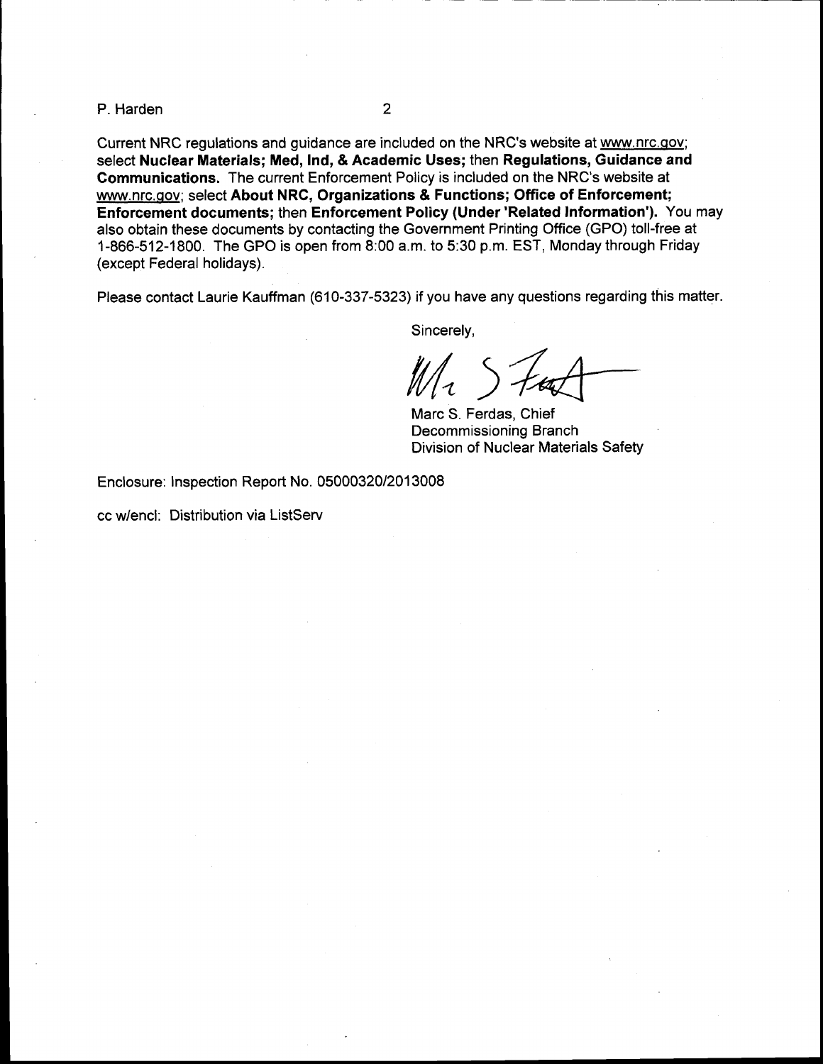Current NRC regulations and guidance are included on the NRC's website at www.nrc.gov; select **Nuclear Materials; Med, Ind, & Academic Uses;** then **Regulations, Guidance and Communications.** The current Enforcement Policy is included on the NRC's website at www.nrc.gov; select **About NRC, Organizations & Functions; Office of Enforcement; Enforcement documents;** then **Enforcement Policy (Under 'Related Information').** You may also obtain these documents by contacting the Government Printing Office (GPO) toll-free at 1-866-512-1800. The GPO is open from 8:00 a.m. to 5:30 p.m. EST, Monday through Friday (except Federal holidays).

Please contact Laurie Kauffman (610-337-5323) if you have any questions regarding this matter.

Sincerely,

Marc S. Ferdas, Chief
Decommissioning Branch
Division of Nuclear Materials Safety

Enclosure: Inspection Report No. 05000320/2013008

cc w/encl: Distribution via ListServ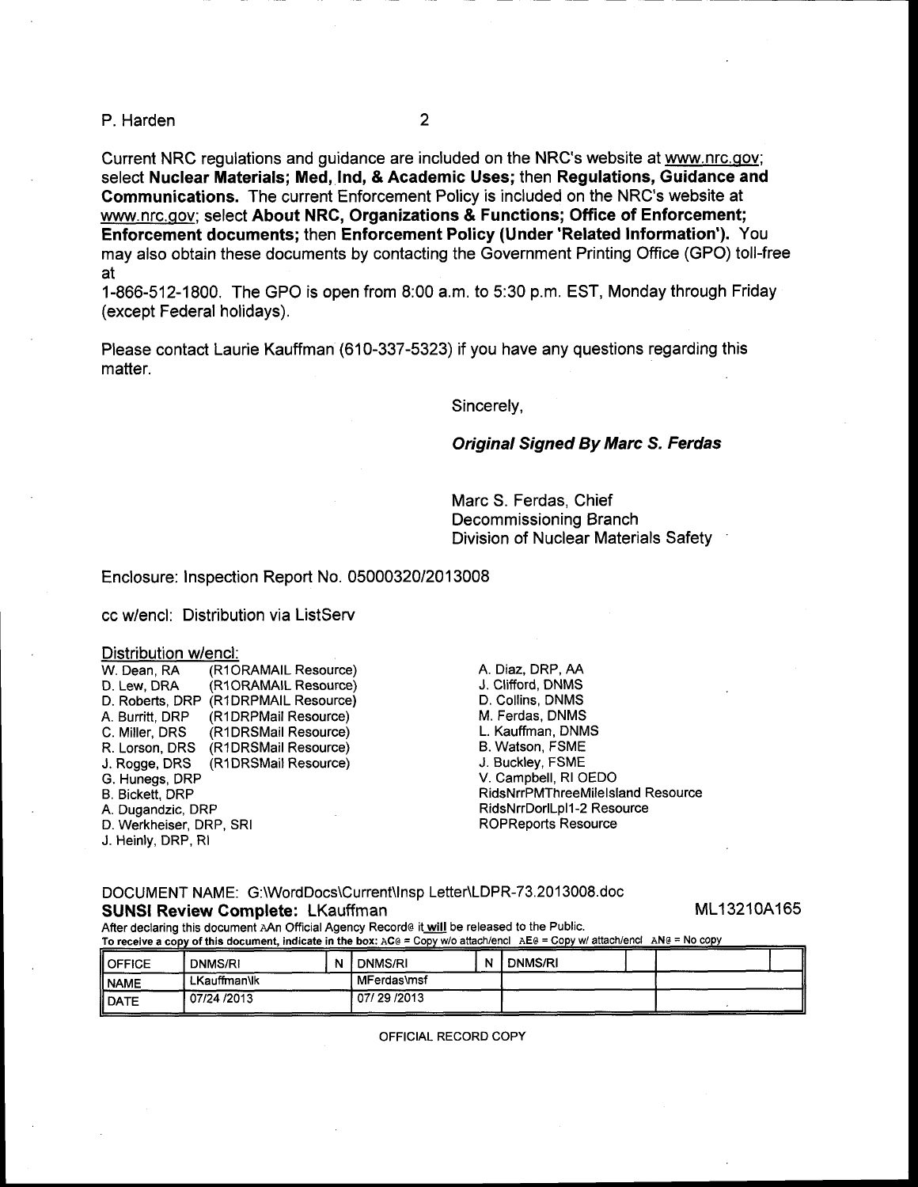Current NRC regulations and guidance are included on the NRC's website at www.nrc.gov; select **Nuclear Materials; Med, Ind, & Academic Uses;** then **Regulations, Guidance and Communications.** The current Enforcement Policy is included on the NRC's website at www.nrc.gov; select **About NRC, Organizations & Functions; Office of Enforcement; Enforcement documents;** then **Enforcement Policy (Under 'Related Information').** You may also obtain these documents by contacting the Government Printing Office (GPO) toll-free at
1-866-512-1800. The GPO is open from 8:00 a.m. to 5:30 p.m. EST, Monday through Friday (except Federal holidays).

Please contact Laurie Kauffman (610-337-5323) if you have any questions regarding this matter.

Sincerely,

***Original Signed By Marc S. Ferdas***

Marc S. Ferdas, Chief
Decommissioning Branch
Division of Nuclear Materials Safety

Enclosure: Inspection Report No. 05000320/2013008

cc w/encl: Distribution via ListServ

Distribution w/encl:
W. Dean, RA (R1ORAMAIL Resource)
D. Lew, DRA (R1ORAMAIL Resource)
D. Roberts, DRP (R1DRPMAIL Resource)
A. Burritt, DRP (R1DRPMail Resource)
C. Miller, DRS (R1DRSMail Resource)
R. Lorson, DRS (R1DRSMail Resource)
J. Rogge, DRS (R1DRSMail Resource)
G. Hunegs, DRP
B. Bickett, DRP
A. Dugandzic, DRP
D. Werkheiser, DRP, SRI
J. Heinly, DRP, RI
A. Diaz, DRP, AA
J. Clifford, DNMS
D. Collins, DNMS
M. Ferdas, DNMS
L. Kauffman, DNMS
B. Watson, FSME
J. Buckley, FSME
V. Campbell, RI OEDO
RidsNrrPMThreeMileIsland Resource
RidsNrrDorlLpl1-2 Resource
ROPReports Resource

DOCUMENT NAME: G:\WordDocs\Current\Insp Letter\LDPR-73.2013008.doc
**SUNSI Review Complete:** LKauffman

ML13210A165

After declaring this document AAn Official Agency Record@ it **will** be released to the Public.
To receive a copy of this document, indicate in the box: AC@ = Copy w/o attach/encl AE@ = Copy w/ attach/encl AN@ = No copy

| OFFICE | DNMS/RI | N | DNMS/RI | N | DNMS/RI | | | |
|---|---|---|---|---|---|---|---|---|
| NAME | LKauffman\lk | | MFerdas\msf | | | | | |
| DATE | 07/24 /2013 | | 07/ 29 /2013 | | | | | |

OFFICIAL RECORD COPY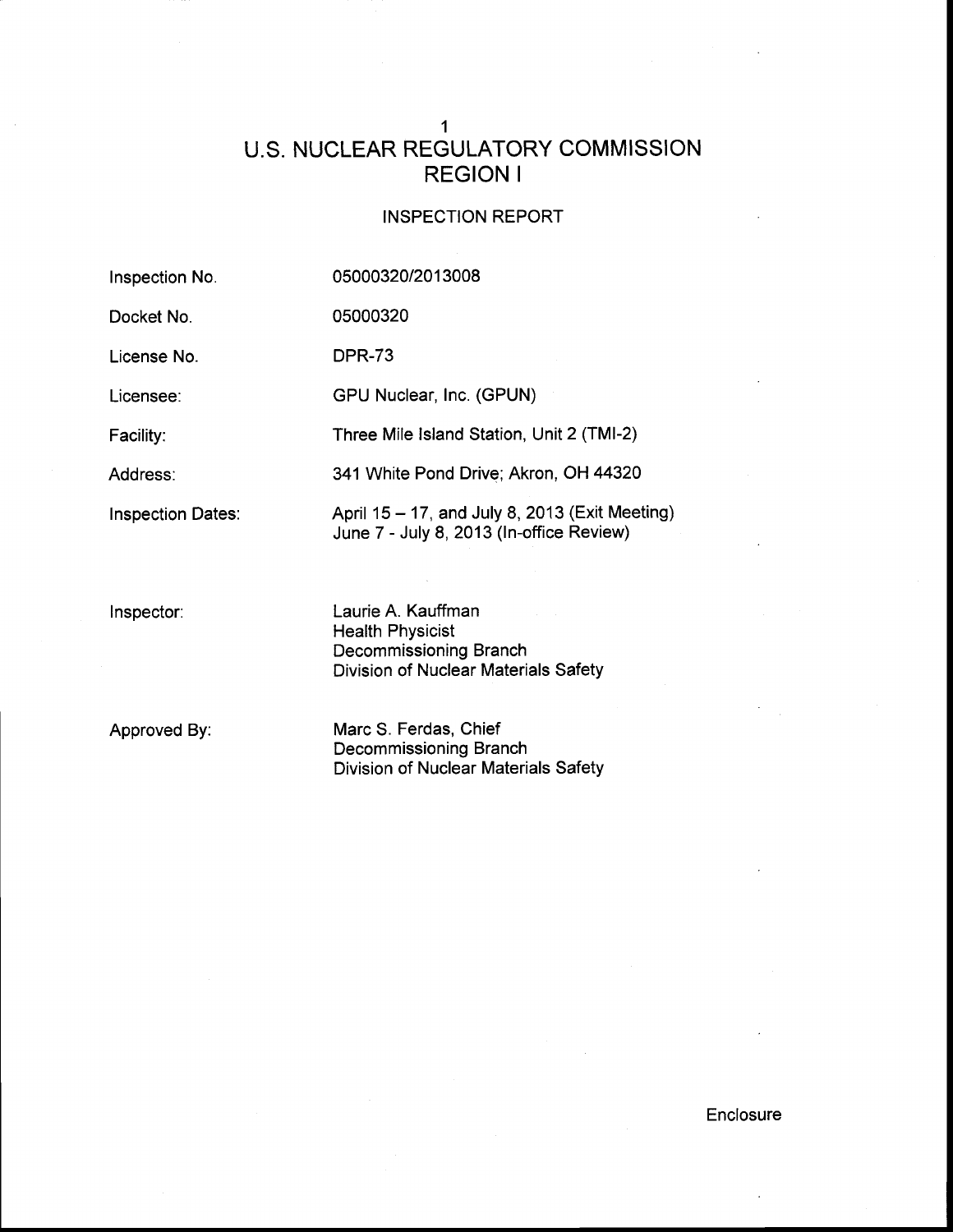# U.S. NUCLEAR REGULATORY COMMISSION
# REGION I

## INSPECTION REPORT

| | |
|---|---|
| Inspection No. | 05000320/2013008 |
| Docket No. | 05000320 |
| License No. | DPR-73 |
| Licensee: | GPU Nuclear, Inc. (GPUN) |
| Facility: | Three Mile Island Station, Unit 2 (TMI-2) |
| Address: | 341 White Pond Drive; Akron, OH 44320 |
| Inspection Dates: | April 15 – 17, and July 8, 2013 (Exit Meeting)<br>June 7 - July 8, 2013 (In-office Review) |
| Inspector: | Laurie A. Kauffman<br>Health Physicist<br>Decommissioning Branch<br>Division of Nuclear Materials Safety |
| Approved By: | Marc S. Ferdas, Chief<br>Decommissioning Branch<br>Division of Nuclear Materials Safety |

Enclosure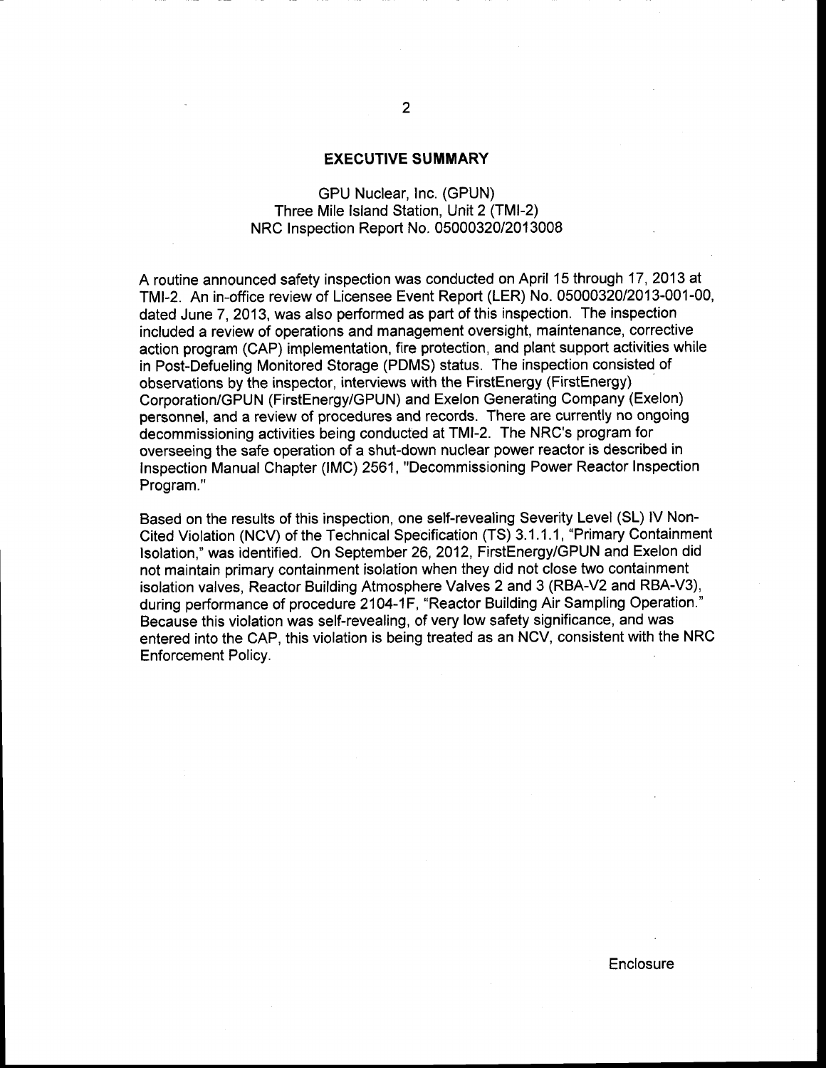## EXECUTIVE SUMMARY

GPU Nuclear, Inc. (GPUN)
Three Mile Island Station, Unit 2 (TMI-2)
NRC Inspection Report No. 05000320/2013008

A routine announced safety inspection was conducted on April 15 through 17, 2013 at TMI-2. An in-office review of Licensee Event Report (LER) No. 05000320/2013-001-00, dated June 7, 2013, was also performed as part of this inspection. The inspection included a review of operations and management oversight, maintenance, corrective action program (CAP) implementation, fire protection, and plant support activities while in Post-Defueling Monitored Storage (PDMS) status. The inspection consisted of observations by the inspector, interviews with the FirstEnergy (FirstEnergy) Corporation/GPUN (FirstEnergy/GPUN) and Exelon Generating Company (Exelon) personnel, and a review of procedures and records. There are currently no ongoing decommissioning activities being conducted at TMI-2. The NRC's program for overseeing the safe operation of a shut-down nuclear power reactor is described in Inspection Manual Chapter (IMC) 2561, "Decommissioning Power Reactor Inspection Program."

Based on the results of this inspection, one self-revealing Severity Level (SL) IV Non-Cited Violation (NCV) of the Technical Specification (TS) 3.1.1.1, "Primary Containment Isolation," was identified. On September 26, 2012, FirstEnergy/GPUN and Exelon did not maintain primary containment isolation when they did not close two containment isolation valves, Reactor Building Atmosphere Valves 2 and 3 (RBA-V2 and RBA-V3), during performance of procedure 2104-1F, "Reactor Building Air Sampling Operation." Because this violation was self-revealing, of very low safety significance, and was entered into the CAP, this violation is being treated as an NCV, consistent with the NRC Enforcement Policy.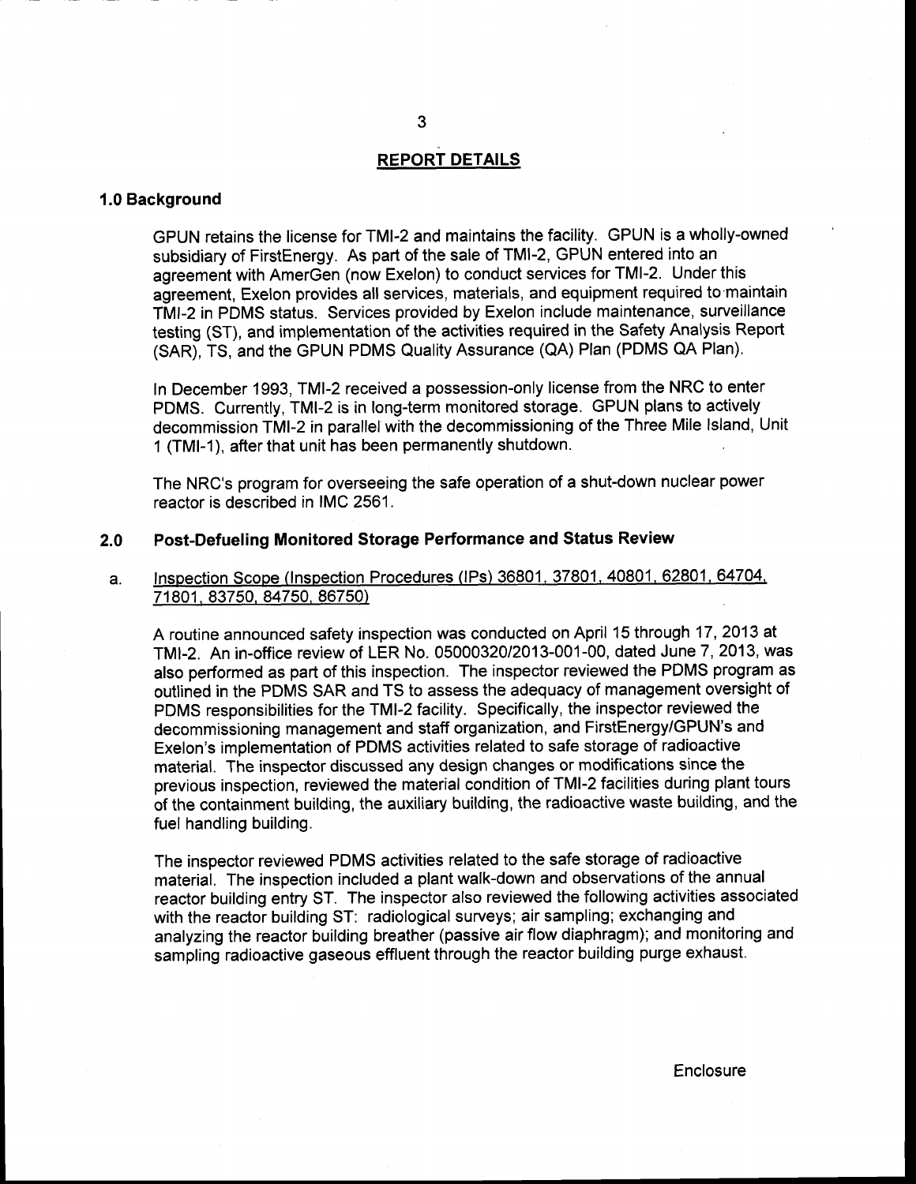## REPORT DETAILS

### 1.0 Background

GPUN retains the license for TMI-2 and maintains the facility. GPUN is a wholly-owned subsidiary of FirstEnergy. As part of the sale of TMI-2, GPUN entered into an agreement with AmerGen (now Exelon) to conduct services for TMI-2. Under this agreement, Exelon provides all services, materials, and equipment required to maintain TMI-2 in PDMS status. Services provided by Exelon include maintenance, surveillance testing (ST), and implementation of the activities required in the Safety Analysis Report (SAR), TS, and the GPUN PDMS Quality Assurance (QA) Plan (PDMS QA Plan).

In December 1993, TMI-2 received a possession-only license from the NRC to enter PDMS. Currently, TMI-2 is in long-term monitored storage. GPUN plans to actively decommission TMI-2 in parallel with the decommissioning of the Three Mile Island, Unit 1 (TMI-1), after that unit has been permanently shutdown.

The NRC's program for overseeing the safe operation of a shut-down nuclear power reactor is described in IMC 2561.

### 2.0 Post-Defueling Monitored Storage Performance and Status Review

a. Inspection Scope (Inspection Procedures (IPs) 36801, 37801, 40801, 62801, 64704, 71801, 83750, 84750, 86750)

A routine announced safety inspection was conducted on April 15 through 17, 2013 at TMI-2. An in-office review of LER No. 05000320/2013-001-00, dated June 7, 2013, was also performed as part of this inspection. The inspector reviewed the PDMS program as outlined in the PDMS SAR and TS to assess the adequacy of management oversight of PDMS responsibilities for the TMI-2 facility. Specifically, the inspector reviewed the decommissioning management and staff organization, and FirstEnergy/GPUN's and Exelon's implementation of PDMS activities related to safe storage of radioactive material. The inspector discussed any design changes or modifications since the previous inspection, reviewed the material condition of TMI-2 facilities during plant tours of the containment building, the auxiliary building, the radioactive waste building, and the fuel handling building.

The inspector reviewed PDMS activities related to the safe storage of radioactive material. The inspection included a plant walk-down and observations of the annual reactor building entry ST. The inspector also reviewed the following activities associated with the reactor building ST: radiological surveys; air sampling; exchanging and analyzing the reactor building breather (passive air flow diaphragm); and monitoring and sampling radioactive gaseous effluent through the reactor building purge exhaust.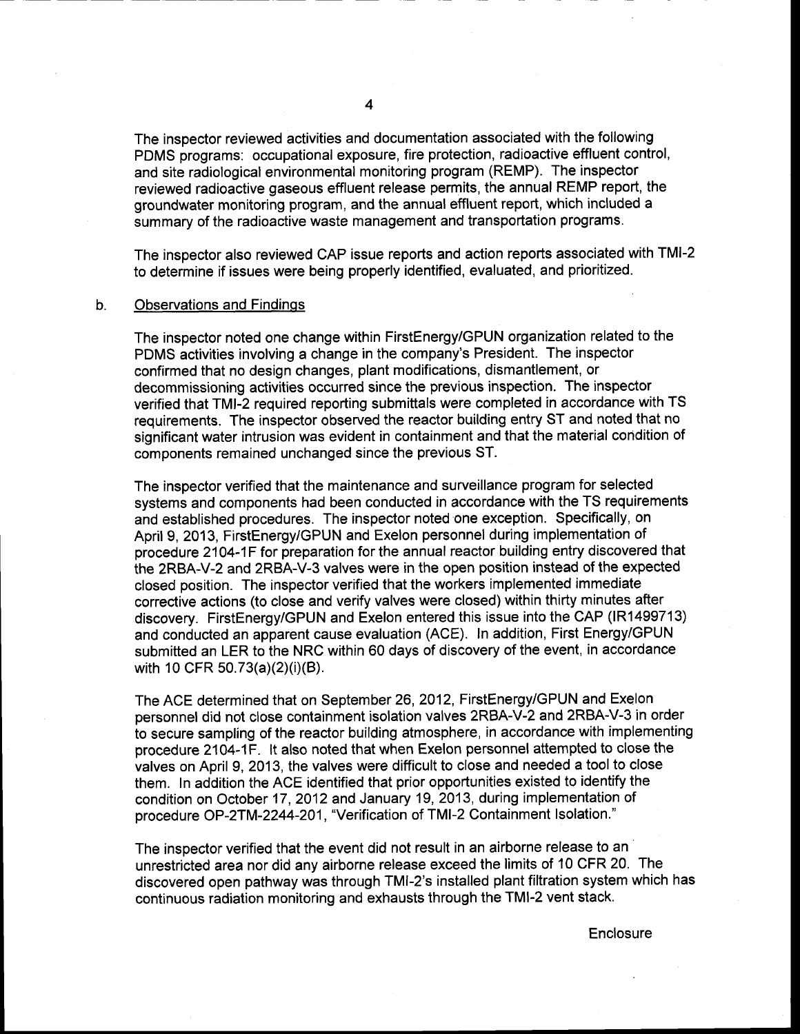The inspector reviewed activities and documentation associated with the following PDMS programs: occupational exposure, fire protection, radioactive effluent control, and site radiological environmental monitoring program (REMP). The inspector reviewed radioactive gaseous effluent release permits, the annual REMP report, the groundwater monitoring program, and the annual effluent report, which included a summary of the radioactive waste management and transportation programs.

The inspector also reviewed CAP issue reports and action reports associated with TMI-2 to determine if issues were being properly identified, evaluated, and prioritized.

b. Observations and Findings

The inspector noted one change within FirstEnergy/GPUN organization related to the PDMS activities involving a change in the company's President. The inspector confirmed that no design changes, plant modifications, dismantlement, or decommissioning activities occurred since the previous inspection. The inspector verified that TMI-2 required reporting submittals were completed in accordance with TS requirements. The inspector observed the reactor building entry ST and noted that no significant water intrusion was evident in containment and that the material condition of components remained unchanged since the previous ST.

The inspector verified that the maintenance and surveillance program for selected systems and components had been conducted in accordance with the TS requirements and established procedures. The inspector noted one exception. Specifically, on April 9, 2013, FirstEnergy/GPUN and Exelon personnel during implementation of procedure 2104-1F for preparation for the annual reactor building entry discovered that the 2RBA-V-2 and 2RBA-V-3 valves were in the open position instead of the expected closed position. The inspector verified that the workers implemented immediate corrective actions (to close and verify valves were closed) within thirty minutes after discovery. FirstEnergy/GPUN and Exelon entered this issue into the CAP (IR1499713) and conducted an apparent cause evaluation (ACE). In addition, First Energy/GPUN submitted an LER to the NRC within 60 days of discovery of the event, in accordance with 10 CFR 50.73(a)(2)(i)(B).

The ACE determined that on September 26, 2012, FirstEnergy/GPUN and Exelon personnel did not close containment isolation valves 2RBA-V-2 and 2RBA-V-3 in order to secure sampling of the reactor building atmosphere, in accordance with implementing procedure 2104-1F. It also noted that when Exelon personnel attempted to close the valves on April 9, 2013, the valves were difficult to close and needed a tool to close them. In addition the ACE identified that prior opportunities existed to identify the condition on October 17, 2012 and January 19, 2013, during implementation of procedure OP-2TM-2244-201, "Verification of TMI-2 Containment Isolation."

The inspector verified that the event did not result in an airborne release to an unrestricted area nor did any airborne release exceed the limits of 10 CFR 20. The discovered open pathway was through TMI-2's installed plant filtration system which has continuous radiation monitoring and exhausts through the TMI-2 vent stack.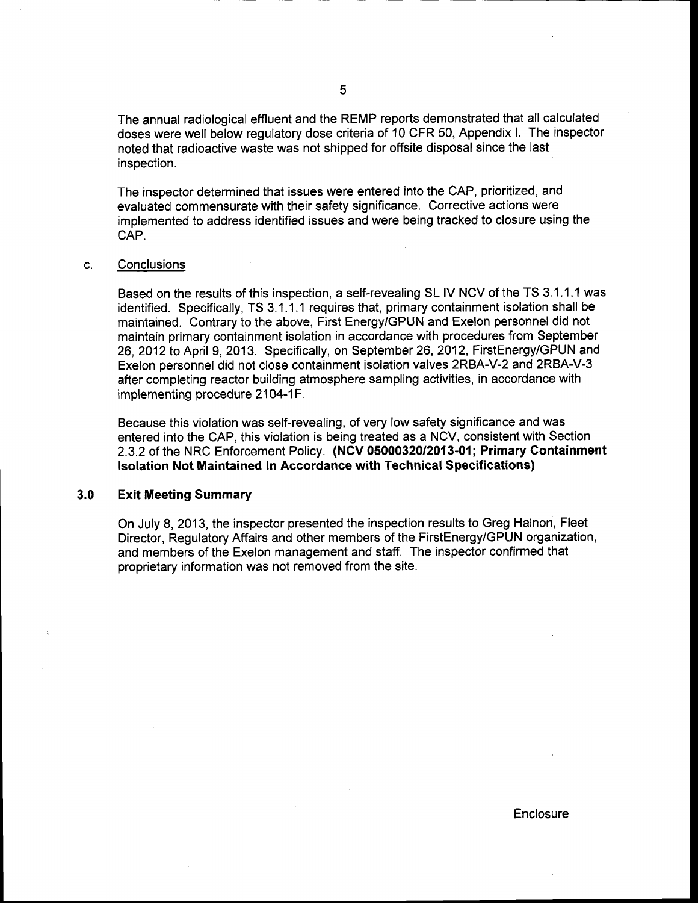The annual radiological effluent and the REMP reports demonstrated that all calculated doses were well below regulatory dose criteria of 10 CFR 50, Appendix I. The inspector noted that radioactive waste was not shipped for offsite disposal since the last inspection.

The inspector determined that issues were entered into the CAP, prioritized, and evaluated commensurate with their safety significance. Corrective actions were implemented to address identified issues and were being tracked to closure using the CAP.

c. Conclusions

Based on the results of this inspection, a self-revealing SL IV NCV of the TS 3.1.1.1 was identified. Specifically, TS 3.1.1.1 requires that, primary containment isolation shall be maintained. Contrary to the above, First Energy/GPUN and Exelon personnel did not maintain primary containment isolation in accordance with procedures from September 26, 2012 to April 9, 2013. Specifically, on September 26, 2012, FirstEnergy/GPUN and Exelon personnel did not close containment isolation valves 2RBA-V-2 and 2RBA-V-3 after completing reactor building atmosphere sampling activities, in accordance with implementing procedure 2104-1F.

Because this violation was self-revealing, of very low safety significance and was entered into the CAP, this violation is being treated as a NCV, consistent with Section 2.3.2 of the NRC Enforcement Policy. **(NCV 05000320/2013-01; Primary Containment Isolation Not Maintained In Accordance with Technical Specifications)**

## 3.0 Exit Meeting Summary

On July 8, 2013, the inspector presented the inspection results to Greg Halnon, Fleet Director, Regulatory Affairs and other members of the FirstEnergy/GPUN organization, and members of the Exelon management and staff. The inspector confirmed that proprietary information was not removed from the site.

Enclosure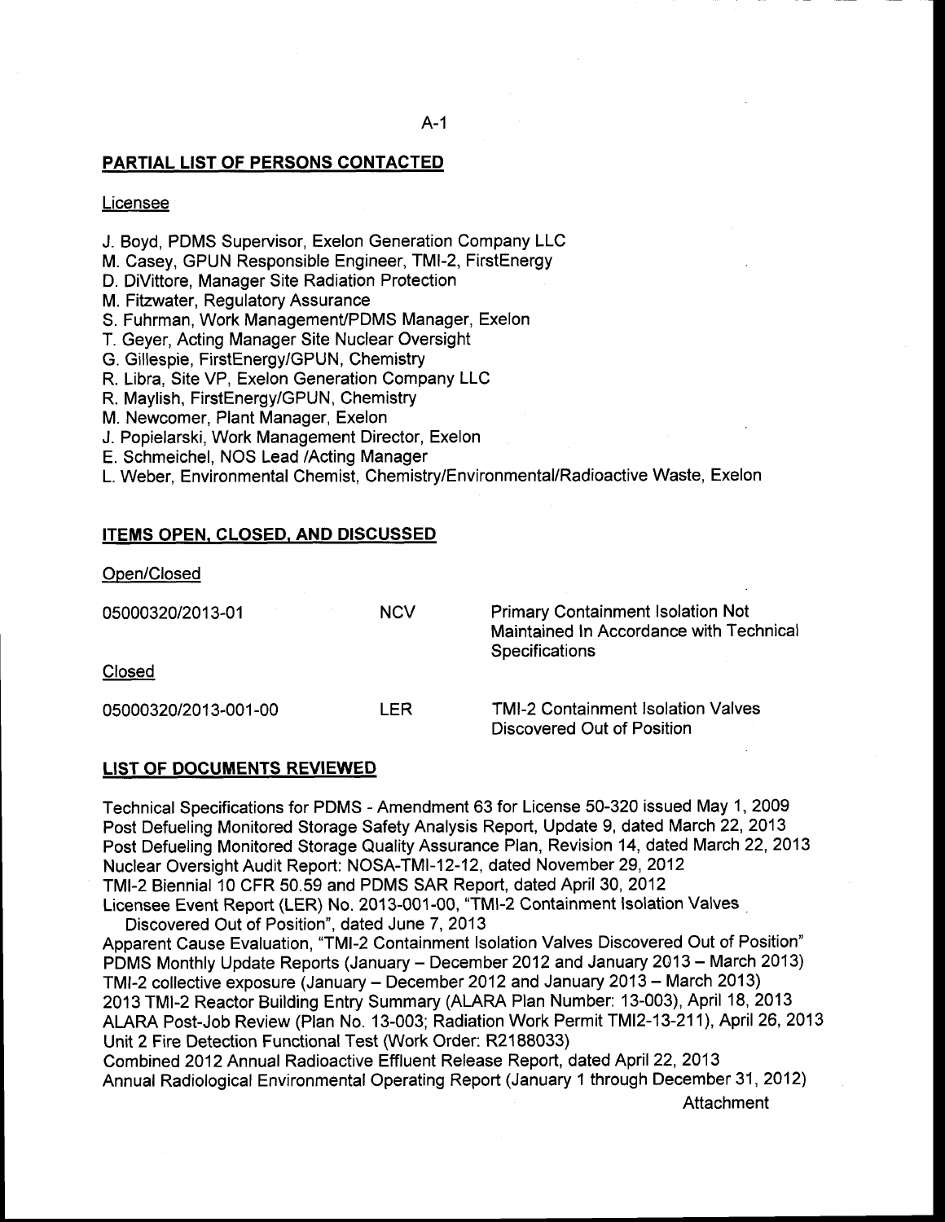## PARTIAL LIST OF PERSONS CONTACTED

Licensee

J. Boyd, PDMS Supervisor, Exelon Generation Company LLC
M. Casey, GPUN Responsible Engineer, TMI-2, FirstEnergy
D. DiVittore, Manager Site Radiation Protection
M. Fitzwater, Regulatory Assurance
S. Fuhrman, Work Management/PDMS Manager, Exelon
T. Geyer, Acting Manager Site Nuclear Oversight
G. Gillespie, FirstEnergy/GPUN, Chemistry
R. Libra, Site VP, Exelon Generation Company LLC
R. Maylish, FirstEnergy/GPUN, Chemistry
M. Newcomer, Plant Manager, Exelon
J. Popielarski, Work Management Director, Exelon
E. Schmeichel, NOS Lead /Acting Manager
L. Weber, Environmental Chemist, Chemistry/Environmental/Radioactive Waste, Exelon

## ITEMS OPEN, CLOSED, AND DISCUSSED

Open/Closed

| | | |
|---|---|---|
| 05000320/2013-01 | NCV | Primary Containment Isolation Not Maintained In Accordance with Technical Specifications |

Closed

| | | |
|---|---|---|
| 05000320/2013-001-00 | LER | TMI-2 Containment Isolation Valves Discovered Out of Position |

## LIST OF DOCUMENTS REVIEWED

Technical Specifications for PDMS - Amendment 63 for License 50-320 issued May 1, 2009
Post Defueling Monitored Storage Safety Analysis Report, Update 9, dated March 22, 2013
Post Defueling Monitored Storage Quality Assurance Plan, Revision 14, dated March 22, 2013
Nuclear Oversight Audit Report: NOSA-TMI-12-12, dated November 29, 2012
TMI-2 Biennial 10 CFR 50.59 and PDMS SAR Report, dated April 30, 2012
Licensee Event Report (LER) No. 2013-001-00, "TMI-2 Containment Isolation Valves Discovered Out of Position", dated June 7, 2013
Apparent Cause Evaluation, "TMI-2 Containment Isolation Valves Discovered Out of Position"
PDMS Monthly Update Reports (January – December 2012 and January 2013 – March 2013)
TMI-2 collective exposure (January – December 2012 and January 2013 – March 2013)
2013 TMI-2 Reactor Building Entry Summary (ALARA Plan Number: 13-003), April 18, 2013
ALARA Post-Job Review (Plan No. 13-003; Radiation Work Permit TMI2-13-211), April 26, 2013
Unit 2 Fire Detection Functional Test (Work Order: R2188033)
Combined 2012 Annual Radioactive Effluent Release Report, dated April 22, 2013
Annual Radiological Environmental Operating Report (January 1 through December 31, 2012)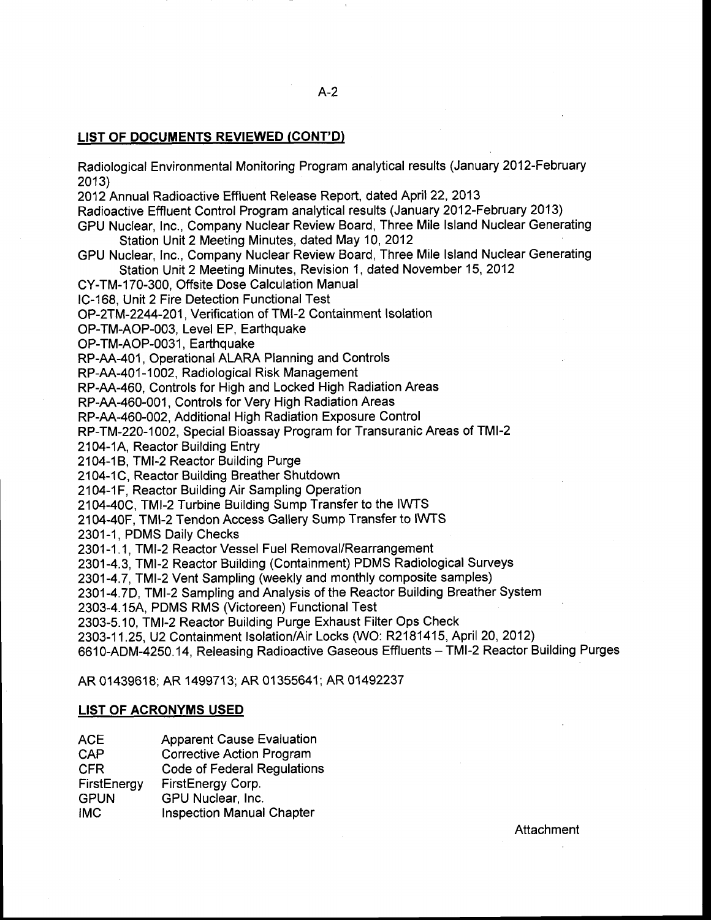## LIST OF DOCUMENTS REVIEWED (CONT'D)

Radiological Environmental Monitoring Program analytical results (January 2012-February 2013)
2012 Annual Radioactive Effluent Release Report, dated April 22, 2013
Radioactive Effluent Control Program analytical results (January 2012-February 2013)
GPU Nuclear, Inc., Company Nuclear Review Board, Three Mile Island Nuclear Generating Station Unit 2 Meeting Minutes, dated May 10, 2012
GPU Nuclear, Inc., Company Nuclear Review Board, Three Mile Island Nuclear Generating Station Unit 2 Meeting Minutes, Revision 1, dated November 15, 2012
CY-TM-170-300, Offsite Dose Calculation Manual
IC-168, Unit 2 Fire Detection Functional Test
OP-2TM-2244-201, Verification of TMI-2 Containment Isolation
OP-TM-AOP-003, Level EP, Earthquake
OP-TM-AOP-0031, Earthquake
RP-AA-401, Operational ALARA Planning and Controls
RP-AA-401-1002, Radiological Risk Management
RP-AA-460, Controls for High and Locked High Radiation Areas
RP-AA-460-001, Controls for Very High Radiation Areas
RP-AA-460-002, Additional High Radiation Exposure Control
RP-TM-220-1002, Special Bioassay Program for Transuranic Areas of TMI-2
2104-1A, Reactor Building Entry
2104-1B, TMI-2 Reactor Building Purge
2104-1C, Reactor Building Breather Shutdown
2104-1F, Reactor Building Air Sampling Operation
2104-40C, TMI-2 Turbine Building Sump Transfer to the IWTS
2104-40F, TMI-2 Tendon Access Gallery Sump Transfer to IWTS
2301-1, PDMS Daily Checks
2301-1.1, TMI-2 Reactor Vessel Fuel Removal/Rearrangement
2301-4.3, TMI-2 Reactor Building (Containment) PDMS Radiological Surveys
2301-4.7, TMI-2 Vent Sampling (weekly and monthly composite samples)
2301-4.7D, TMI-2 Sampling and Analysis of the Reactor Building Breather System
2303-4.15A, PDMS RMS (Victoreen) Functional Test
2303-5.10, TMI-2 Reactor Building Purge Exhaust Filter Ops Check
2303-11.25, U2 Containment Isolation/Air Locks (WO: R2181415, April 20, 2012)
6610-ADM-4250.14, Releasing Radioactive Gaseous Effluents – TMI-2 Reactor Building Purges

AR 01439618; AR 1499713; AR 01355641; AR 01492237

## LIST OF ACRONYMS USED

| | |
|---|---|
| ACE | Apparent Cause Evaluation |
| CAP | Corrective Action Program |
| CFR | Code of Federal Regulations |
| FirstEnergy | FirstEnergy Corp. |
| GPUN | GPU Nuclear, Inc. |
| IMC | Inspection Manual Chapter |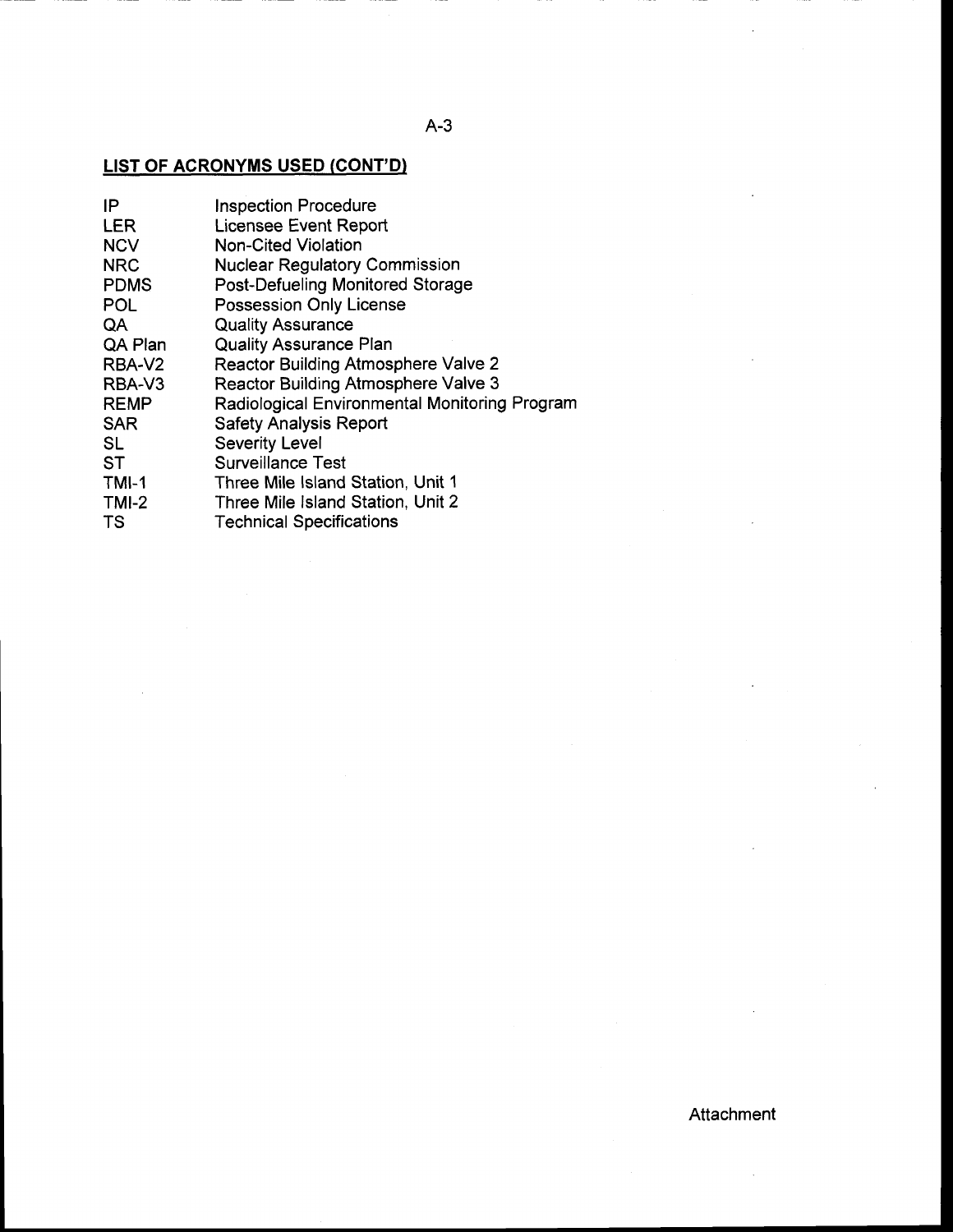**LIST OF ACRONYMS USED (CONT'D)**

| | |
|---|---|
| IP | Inspection Procedure |
| LER | Licensee Event Report |
| NCV | Non-Cited Violation |
| NRC | Nuclear Regulatory Commission |
| PDMS | Post-Defueling Monitored Storage |
| POL | Possession Only License |
| QA | Quality Assurance |
| QA Plan | Quality Assurance Plan |
| RBA-V2 | Reactor Building Atmosphere Valve 2 |
| RBA-V3 | Reactor Building Atmosphere Valve 3 |
| REMP | Radiological Environmental Monitoring Program |
| SAR | Safety Analysis Report |
| SL | Severity Level |
| ST | Surveillance Test |
| TMI-1 | Three Mile Island Station, Unit 1 |
| TMI-2 | Three Mile Island Station, Unit 2 |
| TS | Technical Specifications |

Attachment